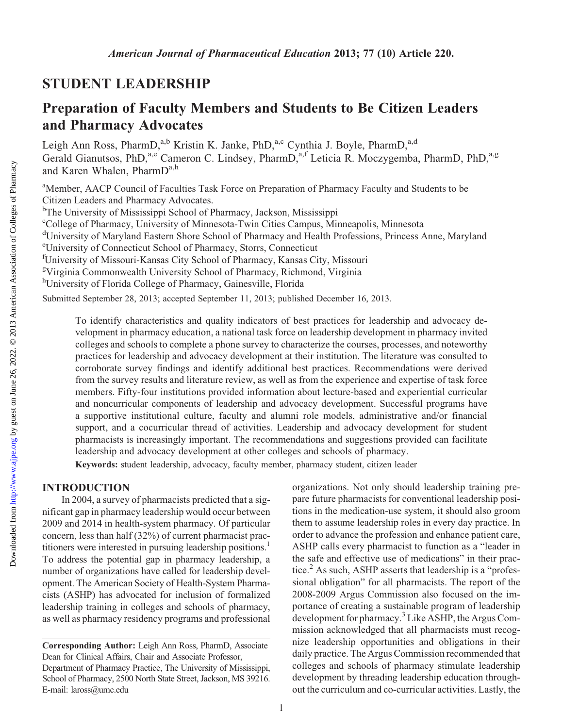## STUDENT LEADERSHIP

# Preparation of Faculty Members and Students to Be Citizen Leaders and Pharmacy Advocates

Leigh Ann Ross, PharmD,[a,b] Kristin K. Janke, PhD,[a,c] Cynthia J. Boyle, PharmD,[a,d] Gerald Gianutsos, PhD,[a,e] Cameron C. Lindsey, PharmD,[a,f] Leticia R. Moczygemba, PharmD, PhD,[a,g] and Karen Whalen, PharmD[a,h]

[a]Member, AACP Council of Faculties Task Force on Preparation of Pharmacy Faculty and Students to be Citizen Leaders and Pharmacy Advocates.
[b]The University of Mississippi School of Pharmacy, Jackson, Mississippi
[c]College of Pharmacy, University of Minnesota-Twin Cities Campus, Minneapolis, Minnesota
[d]University of Maryland Eastern Shore School of Pharmacy and Health Professions, Princess Anne, Maryland
[e]University of Connecticut School of Pharmacy, Storrs, Connecticut
[f]University of Missouri-Kansas City School of Pharmacy, Kansas City, Missouri
[g]Virginia Commonwealth University School of Pharmacy, Richmond, Virginia
[h]University of Florida College of Pharmacy, Gainesville, Florida

Submitted September 28, 2013; accepted September 11, 2013; published December 16, 2013.

To identify characteristics and quality indicators of best practices for leadership and advocacy development in pharmacy education, a national task force on leadership development in pharmacy invited colleges and schools to complete a phone survey to characterize the courses, processes, and noteworthy practices for leadership and advocacy development at their institution. The literature was consulted to corroborate survey findings and identify additional best practices. Recommendations were derived from the survey results and literature review, as well as from the experience and expertise of task force members. Fifty-four institutions provided information about lecture-based and experiential curricular and noncurricular components of leadership and advocacy development. Successful programs have a supportive institutional culture, faculty and alumni role models, administrative and/or financial support, and a cocurricular thread of activities. Leadership and advocacy development for student pharmacists is increasingly important. The recommendations and suggestions provided can facilitate leadership and advocacy development at other colleges and schools of pharmacy.

**Keywords:** student leadership, advocacy, faculty member, pharmacy student, citizen leader

## INTRODUCTION

In 2004, a survey of pharmacists predicted that a significant gap in pharmacy leadership would occur between 2009 and 2014 in health-system pharmacy. Of particular concern, less than half (32%) of current pharmacist practitioners were interested in pursuing leadership positions.[1] To address the potential gap in pharmacy leadership, a number of organizations have called for leadership development. The American Society of Health-System Pharmacists (ASHP) has advocated for inclusion of formalized leadership training in colleges and schools of pharmacy, as well as pharmacy residency programs and professional organizations. Not only should leadership training prepare future pharmacists for conventional leadership positions in the medication-use system, it should also groom them to assume leadership roles in every day practice. In order to advance the profession and enhance patient care, ASHP calls every pharmacist to function as a "leader in the safe and effective use of medications" in their practice.[2] As such, ASHP asserts that leadership is a "professional obligation" for all pharmacists. The report of the 2008-2009 Argus Commission also focused on the importance of creating a sustainable program of leadership development for pharmacy.[3] Like ASHP, the Argus Commission acknowledged that all pharmacists must recognize leadership opportunities and obligations in their daily practice. The Argus Commission recommended that colleges and schools of pharmacy stimulate leadership development by threading leadership education throughout the curriculum and co-curricular activities. Lastly, the

**Corresponding Author:** Leigh Ann Ross, PharmD, Associate Dean for Clinical Affairs, Chair and Associate Professor, Department of Pharmacy Practice, The University of Mississippi, School of Pharmacy, 2500 North State Street, Jackson, MS 39216. E-mail: laross@umc.edu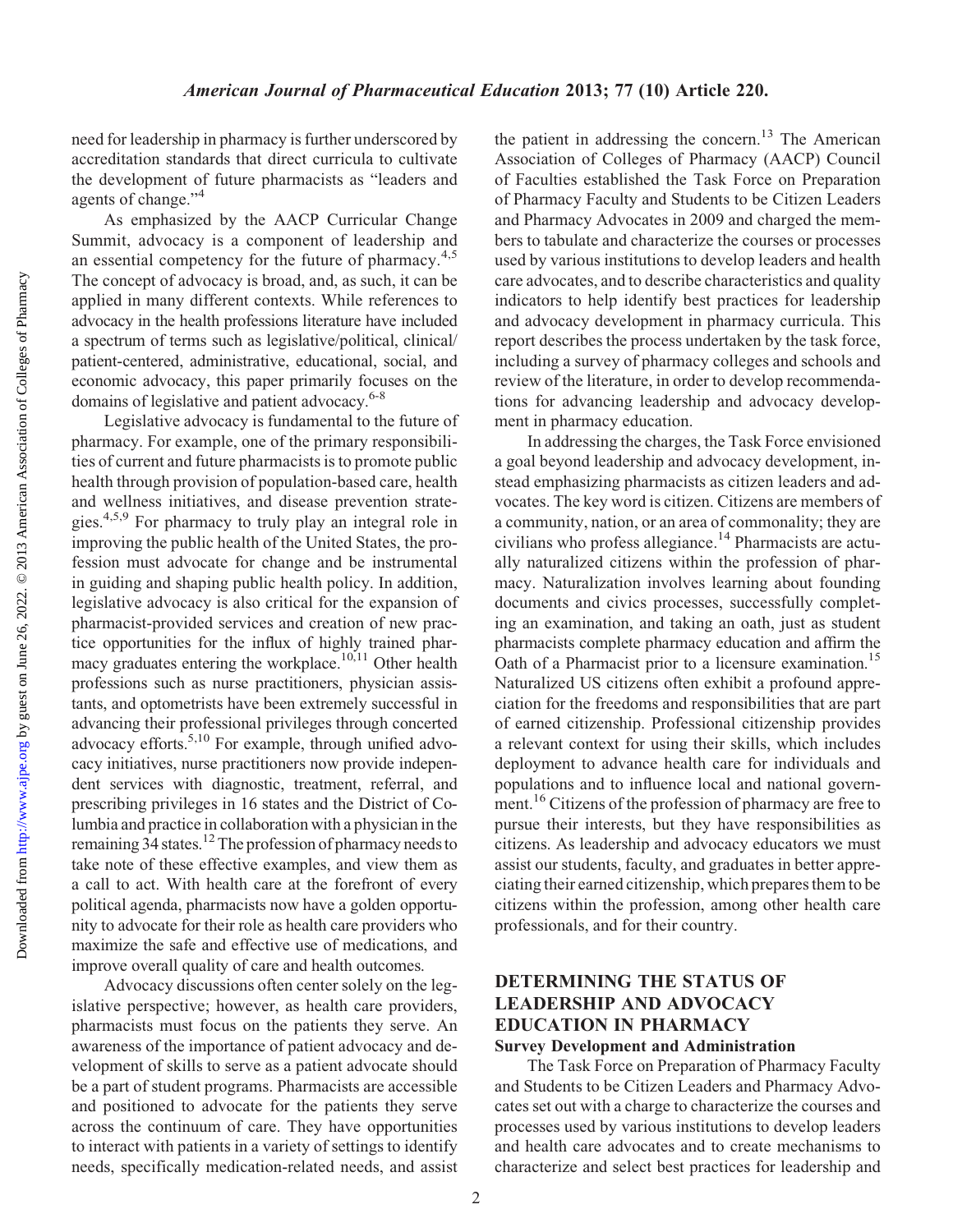need for leadership in pharmacy is further underscored by accreditation standards that direct curricula to cultivate the development of future pharmacists as "leaders and agents of change."[4]

As emphasized by the AACP Curricular Change Summit, advocacy is a component of leadership and an essential competency for the future of pharmacy.[4,5] The concept of advocacy is broad, and, as such, it can be applied in many different contexts. While references to advocacy in the health professions literature have included a spectrum of terms such as legislative/political, clinical/patient-centered, administrative, educational, social, and economic advocacy, this paper primarily focuses on the domains of legislative and patient advocacy.[6-8]

Legislative advocacy is fundamental to the future of pharmacy. For example, one of the primary responsibilities of current and future pharmacists is to promote public health through provision of population-based care, health and wellness initiatives, and disease prevention strategies.[4,5,9] For pharmacy to truly play an integral role in improving the public health of the United States, the profession must advocate for change and be instrumental in guiding and shaping public health policy. In addition, legislative advocacy is also critical for the expansion of pharmacist-provided services and creation of new practice opportunities for the influx of highly trained pharmacy graduates entering the workplace.[10,11] Other health professions such as nurse practitioners, physician assistants, and optometrists have been extremely successful in advancing their professional privileges through concerted advocacy efforts.[5,10] For example, through unified advocacy initiatives, nurse practitioners now provide independent services with diagnostic, treatment, referral, and prescribing privileges in 16 states and the District of Columbia and practice in collaboration with a physician in the remaining 34 states.[12] The profession of pharmacy needs to take note of these effective examples, and view them as a call to act. With health care at the forefront of every political agenda, pharmacists now have a golden opportunity to advocate for their role as health care providers who maximize the safe and effective use of medications, and improve overall quality of care and health outcomes.

Advocacy discussions often center solely on the legislative perspective; however, as health care providers, pharmacists must focus on the patients they serve. An awareness of the importance of patient advocacy and development of skills to serve as a patient advocate should be a part of student programs. Pharmacists are accessible and positioned to advocate for the patients they serve across the continuum of care. They have opportunities to interact with patients in a variety of settings to identify needs, specifically medication-related needs, and assist the patient in addressing the concern.[13] The American Association of Colleges of Pharmacy (AACP) Council of Faculties established the Task Force on Preparation of Pharmacy Faculty and Students to be Citizen Leaders and Pharmacy Advocates in 2009 and charged the members to tabulate and characterize the courses or processes used by various institutions to develop leaders and health care advocates, and to describe characteristics and quality indicators to help identify best practices for leadership and advocacy development in pharmacy curricula. This report describes the process undertaken by the task force, including a survey of pharmacy colleges and schools and review of the literature, in order to develop recommendations for advancing leadership and advocacy development in pharmacy education.

In addressing the charges, the Task Force envisioned a goal beyond leadership and advocacy development, instead emphasizing pharmacists as citizen leaders and advocates. The key word is citizen. Citizens are members of a community, nation, or an area of commonality; they are civilians who profess allegiance.[14] Pharmacists are actually naturalized citizens within the profession of pharmacy. Naturalization involves learning about founding documents and civics processes, successfully completing an examination, and taking an oath, just as student pharmacists complete pharmacy education and affirm the Oath of a Pharmacist prior to a licensure examination.[15] Naturalized US citizens often exhibit a profound appreciation for the freedoms and responsibilities that are part of earned citizenship. Professional citizenship provides a relevant context for using their skills, which includes deployment to advance health care for individuals and populations and to influence local and national government.[16] Citizens of the profession of pharmacy are free to pursue their interests, but they have responsibilities as citizens. As leadership and advocacy educators we must assist our students, faculty, and graduates in better appreciating their earned citizenship, which prepares them to be citizens within the profession, among other health care professionals, and for their country.

## DETERMINING THE STATUS OF LEADERSHIP AND ADVOCACY EDUCATION IN PHARMACY

### Survey Development and Administration

The Task Force on Preparation of Pharmacy Faculty and Students to be Citizen Leaders and Pharmacy Advocates set out with a charge to characterize the courses and processes used by various institutions to develop leaders and health care advocates and to create mechanisms to characterize and select best practices for leadership and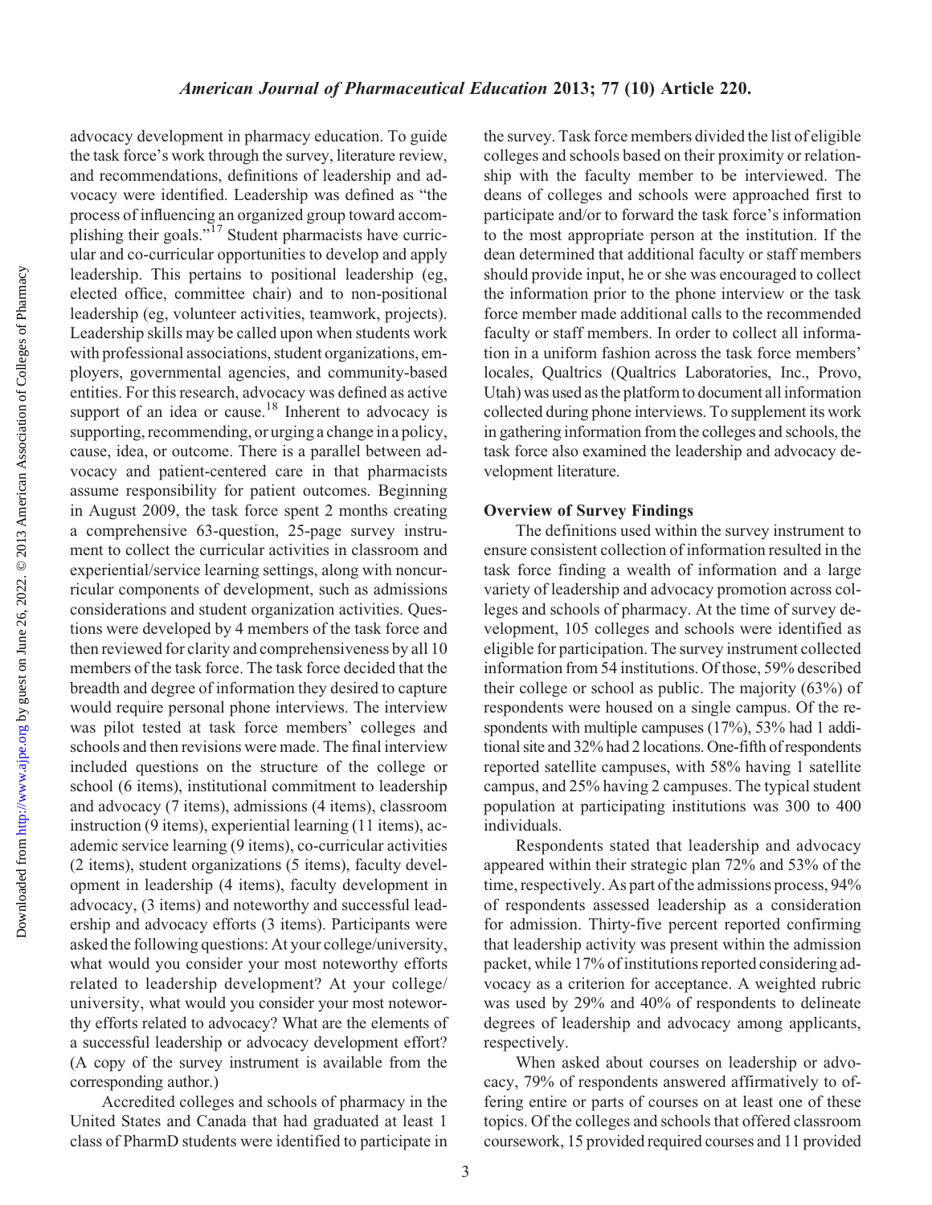advocacy development in pharmacy education. To guide the task force's work through the survey, literature review, and recommendations, definitions of leadership and advocacy were identified. Leadership was defined as "the process of influencing an organized group toward accomplishing their goals."[17] Student pharmacists have curricular and co-curricular opportunities to develop and apply leadership. This pertains to positional leadership (eg, elected office, committee chair) and to non-positional leadership (eg, volunteer activities, teamwork, projects). Leadership skills may be called upon when students work with professional associations, student organizations, employers, governmental agencies, and community-based entities. For this research, advocacy was defined as active support of an idea or cause.[18] Inherent to advocacy is supporting, recommending, or urging a change in a policy, cause, idea, or outcome. There is a parallel between advocacy and patient-centered care in that pharmacists assume responsibility for patient outcomes. Beginning in August 2009, the task force spent 2 months creating a comprehensive 63-question, 25-page survey instrument to collect the curricular activities in classroom and experiential/service learning settings, along with noncurricular components of development, such as admissions considerations and student organization activities. Questions were developed by 4 members of the task force and then reviewed for clarity and comprehensiveness by all 10 members of the task force. The task force decided that the breadth and degree of information they desired to capture would require personal phone interviews. The interview was pilot tested at task force members' colleges and schools and then revisions were made. The final interview included questions on the structure of the college or school (6 items), institutional commitment to leadership and advocacy (7 items), admissions (4 items), classroom instruction (9 items), experiential learning (11 items), academic service learning (9 items), co-curricular activities (2 items), student organizations (5 items), faculty development in leadership (4 items), faculty development in advocacy, (3 items) and noteworthy and successful leadership and advocacy efforts (3 items). Participants were asked the following questions: At your college/university, what would you consider your most noteworthy efforts related to leadership development? At your college/university, what would you consider your most noteworthy efforts related to advocacy? What are the elements of a successful leadership or advocacy development effort? (A copy of the survey instrument is available from the corresponding author.)

Accredited colleges and schools of pharmacy in the United States and Canada that had graduated at least 1 class of PharmD students were identified to participate in the survey. Task force members divided the list of eligible colleges and schools based on their proximity or relationship with the faculty member to be interviewed. The deans of colleges and schools were approached first to participate and/or to forward the task force's information to the most appropriate person at the institution. If the dean determined that additional faculty or staff members should provide input, he or she was encouraged to collect the information prior to the phone interview or the task force member made additional calls to the recommended faculty or staff members. In order to collect all information in a uniform fashion across the task force members' locales, Qualtrics (Qualtrics Laboratories, Inc., Provo, Utah) was used as the platform to document all information collected during phone interviews. To supplement its work in gathering information from the colleges and schools, the task force also examined the leadership and advocacy development literature.

### Overview of Survey Findings

The definitions used within the survey instrument to ensure consistent collection of information resulted in the task force finding a wealth of information and a large variety of leadership and advocacy promotion across colleges and schools of pharmacy. At the time of survey development, 105 colleges and schools were identified as eligible for participation. The survey instrument collected information from 54 institutions. Of those, 59% described their college or school as public. The majority (63%) of respondents were housed on a single campus. Of the respondents with multiple campuses (17%), 53% had 1 additional site and 32% had 2 locations. One-fifth of respondents reported satellite campuses, with 58% having 1 satellite campus, and 25% having 2 campuses. The typical student population at participating institutions was 300 to 400 individuals.

Respondents stated that leadership and advocacy appeared within their strategic plan 72% and 53% of the time, respectively. As part of the admissions process, 94% of respondents assessed leadership as a consideration for admission. Thirty-five percent reported confirming that leadership activity was present within the admission packet, while 17% of institutions reported considering advocacy as a criterion for acceptance. A weighted rubric was used by 29% and 40% of respondents to delineate degrees of leadership and advocacy among applicants, respectively.

When asked about courses on leadership or advocacy, 79% of respondents answered affirmatively to offering entire or parts of courses on at least one of these topics. Of the colleges and schools that offered classroom coursework, 15 provided required courses and 11 provided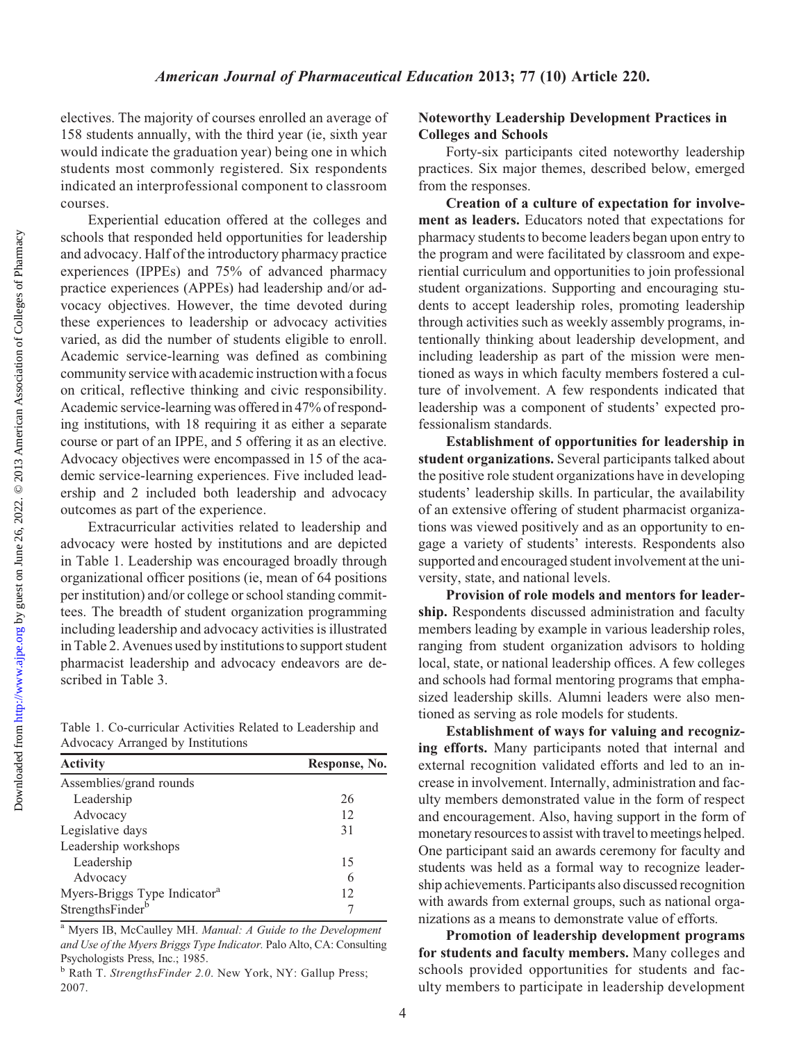electives. The majority of courses enrolled an average of 158 students annually, with the third year (ie, sixth year would indicate the graduation year) being one in which students most commonly registered. Six respondents indicated an interprofessional component to classroom courses.

Experiential education offered at the colleges and schools that responded held opportunities for leadership and advocacy. Half of the introductory pharmacy practice experiences (IPPEs) and 75% of advanced pharmacy practice experiences (APPEs) had leadership and/or advocacy objectives. However, the time devoted during these experiences to leadership or advocacy activities varied, as did the number of students eligible to enroll. Academic service-learning was defined as combining community service with academic instruction with a focus on critical, reflective thinking and civic responsibility. Academic service-learning was offered in 47% of responding institutions, with 18 requiring it as either a separate course or part of an IPPE, and 5 offering it as an elective. Advocacy objectives were encompassed in 15 of the academic service-learning experiences. Five included leadership and 2 included both leadership and advocacy outcomes as part of the experience.

Extracurricular activities related to leadership and advocacy were hosted by institutions and are depicted in Table 1. Leadership was encouraged broadly through organizational officer positions (ie, mean of 64 positions per institution) and/or college or school standing committees. The breadth of student organization programming including leadership and advocacy activities is illustrated in Table 2. Avenues used by institutions to support student pharmacist leadership and advocacy endeavors are described in Table 3.

Table 1. Co-curricular Activities Related to Leadership and Advocacy Arranged by Institutions

| Activity | Response, No. |
|---|---|
| Assemblies/grand rounds | |
| Leadership | 26 |
| Advocacy | 12 |
| Legislative days | 31 |
| Leadership workshops | |
| Leadership | 15 |
| Advocacy | 6 |
| Myers-Briggs Type Indicator[a] | 12 |
| StrengthsFinder[b] | 7 |

[a] Myers IB, McCaulley MH. *Manual: A Guide to the Development and Use of the Myers Briggs Type Indicator.* Palo Alto, CA: Consulting Psychologists Press, Inc.; 1985.

[b] Rath T. *StrengthsFinder 2.0*. New York, NY: Gallup Press; 2007.

### Noteworthy Leadership Development Practices in Colleges and Schools

Forty-six participants cited noteworthy leadership practices. Six major themes, described below, emerged from the responses.

**Creation of a culture of expectation for involvement as leaders.** Educators noted that expectations for pharmacy students to become leaders began upon entry to the program and were facilitated by classroom and experiential curriculum and opportunities to join professional student organizations. Supporting and encouraging students to accept leadership roles, promoting leadership through activities such as weekly assembly programs, intentionally thinking about leadership development, and including leadership as part of the mission were mentioned as ways in which faculty members fostered a culture of involvement. A few respondents indicated that leadership was a component of students' expected professionalism standards.

**Establishment of opportunities for leadership in student organizations.** Several participants talked about the positive role student organizations have in developing students' leadership skills. In particular, the availability of an extensive offering of student pharmacist organizations was viewed positively and as an opportunity to engage a variety of students' interests. Respondents also supported and encouraged student involvement at the university, state, and national levels.

**Provision of role models and mentors for leadership.** Respondents discussed administration and faculty members leading by example in various leadership roles, ranging from student organization advisors to holding local, state, or national leadership offices. A few colleges and schools had formal mentoring programs that emphasized leadership skills. Alumni leaders were also mentioned as serving as role models for students.

**Establishment of ways for valuing and recognizing efforts.** Many participants noted that internal and external recognition validated efforts and led to an increase in involvement. Internally, administration and faculty members demonstrated value in the form of respect and encouragement. Also, having support in the form of monetary resources to assist with travel to meetings helped. One participant said an awards ceremony for faculty and students was held as a formal way to recognize leadership achievements. Participants also discussed recognition with awards from external groups, such as national organizations as a means to demonstrate value of efforts.

**Promotion of leadership development programs for students and faculty members.** Many colleges and schools provided opportunities for students and faculty members to participate in leadership development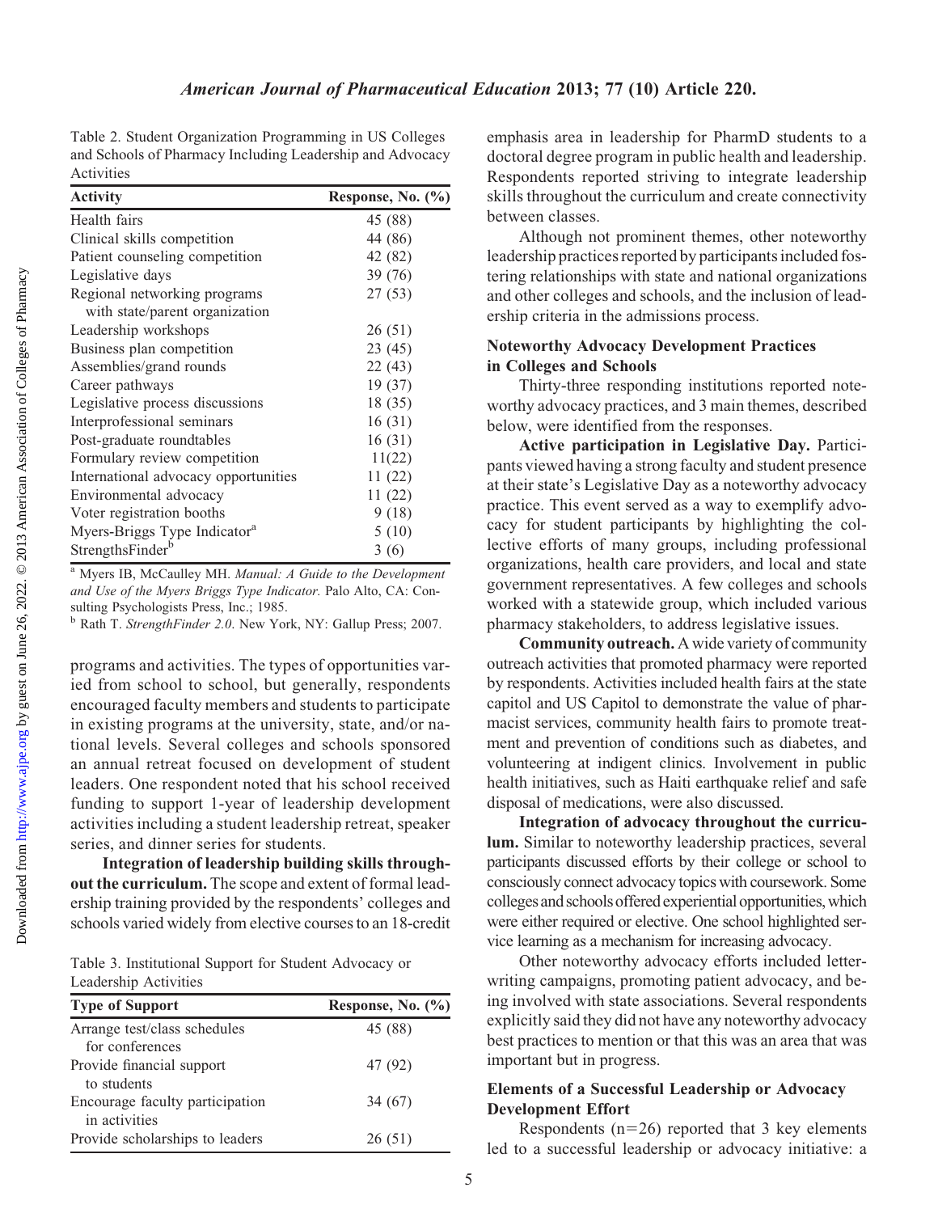Table 2. Student Organization Programming in US Colleges and Schools of Pharmacy Including Leadership and Advocacy Activities

| Activity | Response, No. (%) |
| --- | --- |
| Health fairs | 45 (88) |
| Clinical skills competition | 44 (86) |
| Patient counseling competition | 42 (82) |
| Legislative days | 39 (76) |
| Regional networking programs with state/parent organization | 27 (53) |
| Leadership workshops | 26 (51) |
| Business plan competition | 23 (45) |
| Assemblies/grand rounds | 22 (43) |
| Career pathways | 19 (37) |
| Legislative process discussions | 18 (35) |
| Interprofessional seminars | 16 (31) |
| Post-graduate roundtables | 16 (31) |
| Formulary review competition | 11(22) |
| International advocacy opportunities | 11 (22) |
| Environmental advocacy | 11 (22) |
| Voter registration booths | 9 (18) |
| Myers-Briggs Type Indicator[a] | 5 (10) |
| StrengthsFinder[b] | 3 (6) |

[a] Myers IB, McCaulley MH. *Manual: A Guide to the Development and Use of the Myers Briggs Type Indicator.* Palo Alto, CA: Consulting Psychologists Press, Inc.; 1985.

[b] Rath T. *StrengthFinder 2.0*. New York, NY: Gallup Press; 2007.

programs and activities. The types of opportunities varied from school to school, but generally, respondents encouraged faculty members and students to participate in existing programs at the university, state, and/or national levels. Several colleges and schools sponsored an annual retreat focused on development of student leaders. One respondent noted that his school received funding to support 1-year of leadership development activities including a student leadership retreat, speaker series, and dinner series for students.

**Integration of leadership building skills throughout the curriculum.** The scope and extent of formal leadership training provided by the respondents' colleges and schools varied widely from elective courses to an 18-credit emphasis area in leadership for PharmD students to a doctoral degree program in public health and leadership. Respondents reported striving to integrate leadership skills throughout the curriculum and create connectivity between classes.

Although not prominent themes, other noteworthy leadership practices reported by participants included fostering relationships with state and national organizations and other colleges and schools, and the inclusion of leadership criteria in the admissions process.

Table 3. Institutional Support for Student Advocacy or Leadership Activities

| Type of Support | Response, No. (%) |
| --- | --- |
| Arrange test/class schedules for conferences | 45 (88) |
| Provide financial support to students | 47 (92) |
| Encourage faculty participation in activities | 34 (67) |
| Provide scholarships to leaders | 26 (51) |

### Noteworthy Advocacy Development Practices in Colleges and Schools

Thirty-three responding institutions reported noteworthy advocacy practices, and 3 main themes, described below, were identified from the responses.

**Active participation in Legislative Day.** Participants viewed having a strong faculty and student presence at their state's Legislative Day as a noteworthy advocacy practice. This event served as a way to exemplify advocacy for student participants by highlighting the collective efforts of many groups, including professional organizations, health care providers, and local and state government representatives. A few colleges and schools worked with a statewide group, which included various pharmacy stakeholders, to address legislative issues.

**Community outreach.** A wide variety of community outreach activities that promoted pharmacy were reported by respondents. Activities included health fairs at the state capitol and US Capitol to demonstrate the value of pharmacist services, community health fairs to promote treatment and prevention of conditions such as diabetes, and volunteering at indigent clinics. Involvement in public health initiatives, such as Haiti earthquake relief and safe disposal of medications, were also discussed.

**Integration of advocacy throughout the curriculum.** Similar to noteworthy leadership practices, several participants discussed efforts by their college or school to consciously connect advocacy topics with coursework. Some colleges and schools offered experiential opportunities, which were either required or elective. One school highlighted service learning as a mechanism for increasing advocacy.

Other noteworthy advocacy efforts included letter-writing campaigns, promoting patient advocacy, and being involved with state associations. Several respondents explicitly said they did not have any noteworthy advocacy best practices to mention or that this was an area that was important but in progress.

### Elements of a Successful Leadership or Advocacy Development Effort

Respondents ($n=26$) reported that 3 key elements led to a successful leadership or advocacy initiative: a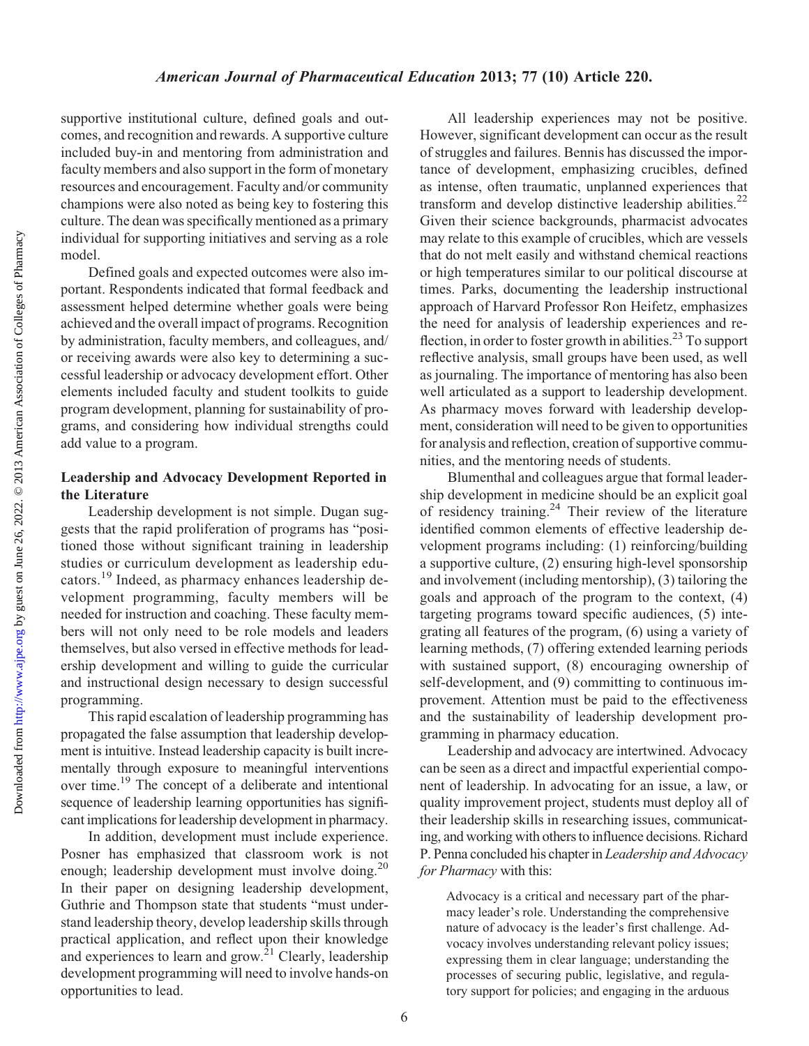supportive institutional culture, defined goals and outcomes, and recognition and rewards. A supportive culture included buy-in and mentoring from administration and faculty members and also support in the form of monetary resources and encouragement. Faculty and/or community champions were also noted as being key to fostering this culture. The dean was specifically mentioned as a primary individual for supporting initiatives and serving as a role model.

Defined goals and expected outcomes were also important. Respondents indicated that formal feedback and assessment helped determine whether goals were being achieved and the overall impact of programs. Recognition by administration, faculty members, and colleagues, and/or receiving awards were also key to determining a successful leadership or advocacy development effort. Other elements included faculty and student toolkits to guide program development, planning for sustainability of programs, and considering how individual strengths could add value to a program.

### Leadership and Advocacy Development Reported in the Literature

Leadership development is not simple. Dugan suggests that the rapid proliferation of programs has "positioned those without significant training in leadership studies or curriculum development as leadership educators.[19] Indeed, as pharmacy enhances leadership development programming, faculty members will be needed for instruction and coaching. These faculty members will not only need to be role models and leaders themselves, but also versed in effective methods for leadership development and willing to guide the curricular and instructional design necessary to design successful programming.

This rapid escalation of leadership programming has propagated the false assumption that leadership development is intuitive. Instead leadership capacity is built incrementally through exposure to meaningful interventions over time.[19] The concept of a deliberate and intentional sequence of leadership learning opportunities has significant implications for leadership development in pharmacy.

In addition, development must include experience. Posner has emphasized that classroom work is not enough; leadership development must involve doing.[20] In their paper on designing leadership development, Guthrie and Thompson state that students "must understand leadership theory, develop leadership skills through practical application, and reflect upon their knowledge and experiences to learn and grow.[21] Clearly, leadership development programming will need to involve hands-on opportunities to lead.

All leadership experiences may not be positive. However, significant development can occur as the result of struggles and failures. Bennis has discussed the importance of development, emphasizing crucibles, defined as intense, often traumatic, unplanned experiences that transform and develop distinctive leadership abilities.[22] Given their science backgrounds, pharmacist advocates may relate to this example of crucibles, which are vessels that do not melt easily and withstand chemical reactions or high temperatures similar to our political discourse at times. Parks, documenting the leadership instructional approach of Harvard Professor Ron Heifetz, emphasizes the need for analysis of leadership experiences and reflection, in order to foster growth in abilities.[23] To support reflective analysis, small groups have been used, as well as journaling. The importance of mentoring has also been well articulated as a support to leadership development. As pharmacy moves forward with leadership development, consideration will need to be given to opportunities for analysis and reflection, creation of supportive communities, and the mentoring needs of students.

Blumenthal and colleagues argue that formal leadership development in medicine should be an explicit goal of residency training.[24] Their review of the literature identified common elements of effective leadership development programs including: (1) reinforcing/building a supportive culture, (2) ensuring high-level sponsorship and involvement (including mentorship), (3) tailoring the goals and approach of the program to the context, (4) targeting programs toward specific audiences, (5) integrating all features of the program, (6) using a variety of learning methods, (7) offering extended learning periods with sustained support, (8) encouraging ownership of self-development, and (9) committing to continuous improvement. Attention must be paid to the effectiveness and the sustainability of leadership development programming in pharmacy education.

Leadership and advocacy are intertwined. Advocacy can be seen as a direct and impactful experiential component of leadership. In advocating for an issue, a law, or quality improvement project, students must deploy all of their leadership skills in researching issues, communicating, and working with others to influence decisions. Richard P. Penna concluded his chapter in *Leadership and Advocacy for Pharmacy* with this:

> Advocacy is a critical and necessary part of the pharmacy leader's role. Understanding the comprehensive nature of advocacy is the leader's first challenge. Advocacy involves understanding relevant policy issues; expressing them in clear language; understanding the processes of securing public, legislative, and regulatory support for policies; and engaging in the arduous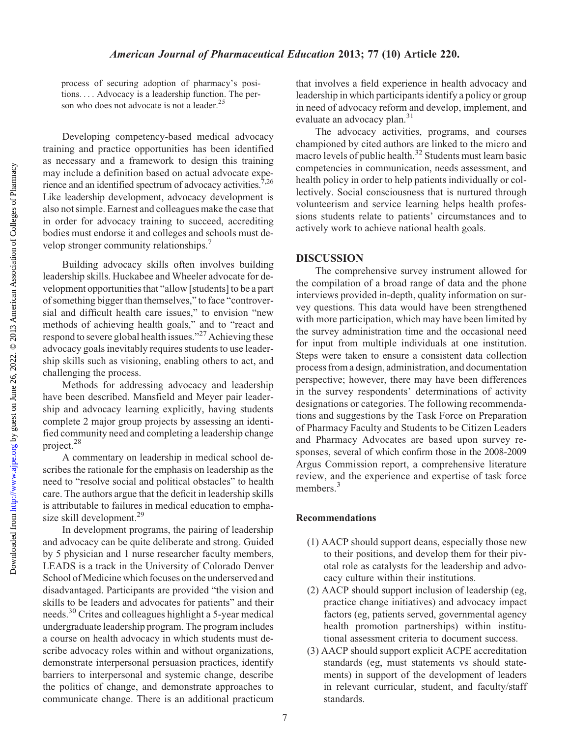process of securing adoption of pharmacy's positions. . . . Advocacy is a leadership function. The person who does not advocate is not a leader.[25]

Developing competency-based medical advocacy training and practice opportunities has been identified as necessary and a framework to design this training may include a definition based on actual advocate experience and an identified spectrum of advocacy activities.[7,26] Like leadership development, advocacy development is also not simple. Earnest and colleagues make the case that in order for advocacy training to succeed, accrediting bodies must endorse it and colleges and schools must develop stronger community relationships.[7]

Building advocacy skills often involves building leadership skills. Huckabee and Wheeler advocate for development opportunities that "allow [students] to be a part of something bigger than themselves," to face "controversial and difficult health care issues," to envision "new methods of achieving health goals," and to "react and respond to severe global health issues."[27] Achieving these advocacy goals inevitably requires students to use leadership skills such as visioning, enabling others to act, and challenging the process.

Methods for addressing advocacy and leadership have been described. Mansfield and Meyer pair leadership and advocacy learning explicitly, having students complete 2 major group projects by assessing an identified community need and completing a leadership change project.[28]

A commentary on leadership in medical school describes the rationale for the emphasis on leadership as the need to "resolve social and political obstacles" to health care. The authors argue that the deficit in leadership skills is attributable to failures in medical education to emphasize skill development.[29]

In development programs, the pairing of leadership and advocacy can be quite deliberate and strong. Guided by 5 physician and 1 nurse researcher faculty members, LEADS is a track in the University of Colorado Denver School of Medicine which focuses on the underserved and disadvantaged. Participants are provided "the vision and skills to be leaders and advocates for patients" and their needs.[30] Crites and colleagues highlight a 5-year medical undergraduate leadership program. The program includes a course on health advocacy in which students must describe advocacy roles within and without organizations, demonstrate interpersonal persuasion practices, identify barriers to interpersonal and systemic change, describe the politics of change, and demonstrate approaches to communicate change. There is an additional practicum that involves a field experience in health advocacy and leadership in which participants identify a policy or group in need of advocacy reform and develop, implement, and evaluate an advocacy plan.[31]

The advocacy activities, programs, and courses championed by cited authors are linked to the micro and macro levels of public health.[32] Students must learn basic competencies in communication, needs assessment, and health policy in order to help patients individually or collectively. Social consciousness that is nurtured through volunteerism and service learning helps health professions students relate to patients' circumstances and to actively work to achieve national health goals.

## DISCUSSION

The comprehensive survey instrument allowed for the compilation of a broad range of data and the phone interviews provided in-depth, quality information on survey questions. This data would have been strengthened with more participation, which may have been limited by the survey administration time and the occasional need for input from multiple individuals at one institution. Steps were taken to ensure a consistent data collection process from a design, administration, and documentation perspective; however, there may have been differences in the survey respondents' determinations of activity designations or categories. The following recommendations and suggestions by the Task Force on Preparation of Pharmacy Faculty and Students to be Citizen Leaders and Pharmacy Advocates are based upon survey responses, several of which confirm those in the 2008-2009 Argus Commission report, a comprehensive literature review, and the experience and expertise of task force members.[3]

### Recommendations

(1) AACP should support deans, especially those new to their positions, and develop them for their pivotal role as catalysts for the leadership and advocacy culture within their institutions.

(2) AACP should support inclusion of leadership (eg, practice change initiatives) and advocacy impact factors (eg, patients served, governmental agency health promotion partnerships) within institutional assessment criteria to document success.

(3) AACP should support explicit ACPE accreditation standards (eg, must statements vs should statements) in support of the development of leaders in relevant curricular, student, and faculty/staff standards.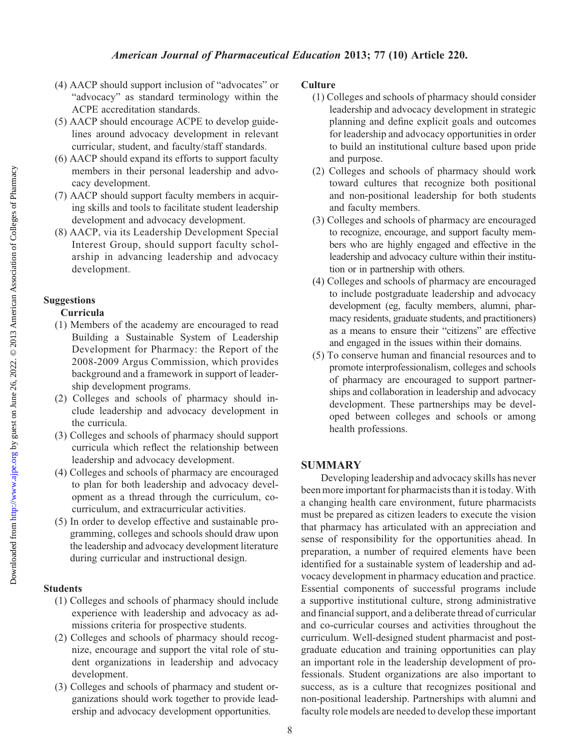(4) AACP should support inclusion of "advocates" or "advocacy" as standard terminology within the ACPE accreditation standards.

(5) AACP should encourage ACPE to develop guidelines around advocacy development in relevant curricular, student, and faculty/staff standards.

(6) AACP should expand its efforts to support faculty members in their personal leadership and advocacy development.

(7) AACP should support faculty members in acquiring skills and tools to facilitate student leadership development and advocacy development.

(8) AACP, via its Leadership Development Special Interest Group, should support faculty scholarship in advancing leadership and advocacy development.

### Suggestions

#### Curricula

(1) Members of the academy are encouraged to read Building a Sustainable System of Leadership Development for Pharmacy: the Report of the 2008-2009 Argus Commission, which provides background and a framework in support of leadership development programs.

(2) Colleges and schools of pharmacy should include leadership and advocacy development in the curricula.

(3) Colleges and schools of pharmacy should support curricula which reflect the relationship between leadership and advocacy development.

(4) Colleges and schools of pharmacy are encouraged to plan for both leadership and advocacy development as a thread through the curriculum, co-curriculum, and extracurricular activities.

(5) In order to develop effective and sustainable programming, colleges and schools should draw upon the leadership and advocacy development literature during curricular and instructional design.

#### Students

(1) Colleges and schools of pharmacy should include experience with leadership and advocacy as admissions criteria for prospective students.

(2) Colleges and schools of pharmacy should recognize, encourage and support the vital role of student organizations in leadership and advocacy development.

(3) Colleges and schools of pharmacy and student organizations should work together to provide leadership and advocacy development opportunities.

#### Culture

(1) Colleges and schools of pharmacy should consider leadership and advocacy development in strategic planning and define explicit goals and outcomes for leadership and advocacy opportunities in order to build an institutional culture based upon pride and purpose.

(2) Colleges and schools of pharmacy should work toward cultures that recognize both positional and non-positional leadership for both students and faculty members.

(3) Colleges and schools of pharmacy are encouraged to recognize, encourage, and support faculty members who are highly engaged and effective in the leadership and advocacy culture within their institution or in partnership with others.

(4) Colleges and schools of pharmacy are encouraged to include postgraduate leadership and advocacy development (eg, faculty members, alumni, pharmacy residents, graduate students, and practitioners) as a means to ensure their "citizens" are effective and engaged in the issues within their domains.

(5) To conserve human and financial resources and to promote interprofessionalism, colleges and schools of pharmacy are encouraged to support partnerships and collaboration in leadership and advocacy development. These partnerships may be developed between colleges and schools or among health professions.

## SUMMARY

Developing leadership and advocacy skills has never been more important for pharmacists than it is today. With a changing health care environment, future pharmacists must be prepared as citizen leaders to execute the vision that pharmacy has articulated with an appreciation and sense of responsibility for the opportunities ahead. In preparation, a number of required elements have been identified for a sustainable system of leadership and advocacy development in pharmacy education and practice. Essential components of successful programs include a supportive institutional culture, strong administrative and financial support, and a deliberate thread of curricular and co-curricular courses and activities throughout the curriculum. Well-designed student pharmacist and postgraduate education and training opportunities can play an important role in the leadership development of professionals. Student organizations are also important to success, as is a culture that recognizes positional and non-positional leadership. Partnerships with alumni and faculty role models are needed to develop these important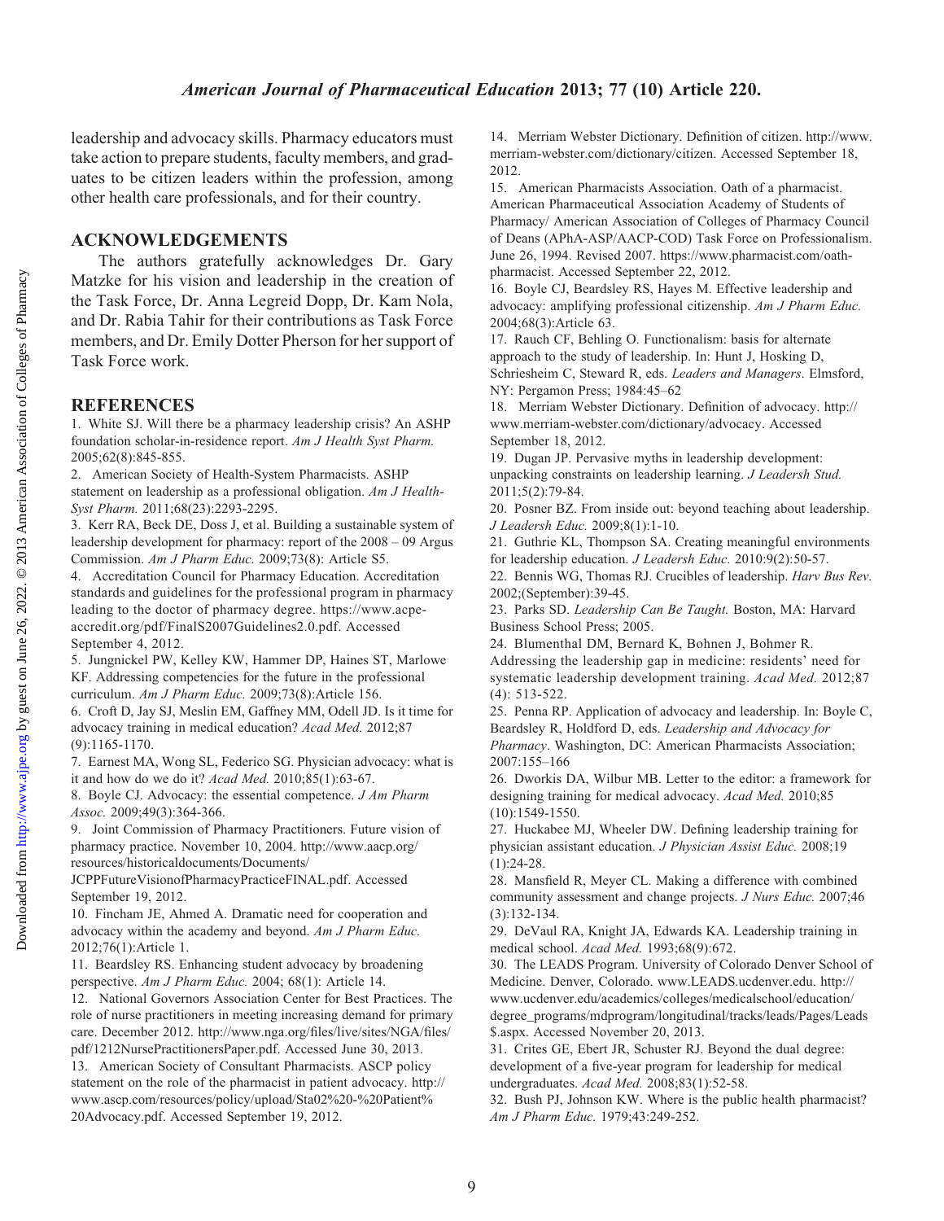leadership and advocacy skills. Pharmacy educators must take action to prepare students, faculty members, and graduates to be citizen leaders within the profession, among other health care professionals, and for their country.

## ACKNOWLEDGEMENTS

The authors gratefully acknowledges Dr. Gary Matzke for his vision and leadership in the creation of the Task Force, Dr. Anna Legreid Dopp, Dr. Kam Nola, and Dr. Rabia Tahir for their contributions as Task Force members, and Dr. Emily Dotter Pherson for her support of Task Force work.

## REFERENCES

1. White SJ. Will there be a pharmacy leadership crisis? An ASHP foundation scholar-in-residence report. *Am J Health Syst Pharm.* 2005;62(8):845-855.
2. American Society of Health-System Pharmacists. ASHP statement on leadership as a professional obligation. *Am J Health-Syst Pharm.* 2011;68(23):2293-2295.
3. Kerr RA, Beck DE, Doss J, et al. Building a sustainable system of leadership development for pharmacy: report of the 2008 – 09 Argus Commission. *Am J Pharm Educ.* 2009;73(8): Article S5.
4. Accreditation Council for Pharmacy Education. Accreditation standards and guidelines for the professional program in pharmacy leading to the doctor of pharmacy degree. https://www.acpe-accredit.org/pdf/FinalS2007Guidelines2.0.pdf. Accessed September 4, 2012.
5. Jungnickel PW, Kelley KW, Hammer DP, Haines ST, Marlowe KF. Addressing competencies for the future in the professional curriculum. *Am J Pharm Educ.* 2009;73(8):Article 156.
6. Croft D, Jay SJ, Meslin EM, Gaffney MM, Odell JD. Is it time for advocacy training in medical education? *Acad Med.* 2012;87 (9):1165-1170.
7. Earnest MA, Wong SL, Federico SG. Physician advocacy: what is it and how do we do it? *Acad Med.* 2010;85(1):63-67.
8. Boyle CJ. Advocacy: the essential competence. *J Am Pharm Assoc.* 2009;49(3):364-366.
9. Joint Commission of Pharmacy Practitioners. Future vision of pharmacy practice. November 10, 2004. http://www.aacp.org/resources/historicaldocuments/Documents/JCPPFutureVisionofPharmacyPracticeFINAL.pdf. Accessed September 19, 2012.
10. Fincham JE, Ahmed A. Dramatic need for cooperation and advocacy within the academy and beyond. *Am J Pharm Educ.* 2012;76(1):Article 1.
11. Beardsley RS. Enhancing student advocacy by broadening perspective. *Am J Pharm Educ.* 2004; 68(1): Article 14.
12. National Governors Association Center for Best Practices. The role of nurse practitioners in meeting increasing demand for primary care. December 2012. http://www.nga.org/files/live/sites/NGA/files/pdf/1212NursePractitionersPaper.pdf. Accessed June 30, 2013.
13. American Society of Consultant Pharmacists. ASCP policy statement on the role of the pharmacist in patient advocacy. http://www.ascp.com/resources/policy/upload/Sta02%20-%20Patient%20Advocacy.pdf. Accessed September 19, 2012.
14. Merriam Webster Dictionary. Definition of citizen. http://www.merriam-webster.com/dictionary/citizen. Accessed September 18, 2012.
15. American Pharmacists Association. Oath of a pharmacist. American Pharmaceutical Association Academy of Students of Pharmacy/ American Association of Colleges of Pharmacy Council of Deans (APhA-ASP/AACP-COD) Task Force on Professionalism. June 26, 1994. Revised 2007. https://www.pharmacist.com/oath-pharmacist. Accessed September 22, 2012.
16. Boyle CJ, Beardsley RS, Hayes M. Effective leadership and advocacy: amplifying professional citizenship. *Am J Pharm Educ.* 2004;68(3):Article 63.
17. Rauch CF, Behling O. Functionalism: basis for alternate approach to the study of leadership. In: Hunt J, Hosking D, Schriesheim C, Steward R, eds. *Leaders and Managers*. Elmsford, NY: Pergamon Press; 1984:45–62
18. Merriam Webster Dictionary. Definition of advocacy. http://www.merriam-webster.com/dictionary/advocacy. Accessed September 18, 2012.
19. Dugan JP. Pervasive myths in leadership development: unpacking constraints on leadership learning. *J Leadersh Stud.* 2011;5(2):79-84.
20. Posner BZ. From inside out: beyond teaching about leadership. *J Leadersh Educ.* 2009;8(1):1-10.
21. Guthrie KL, Thompson SA. Creating meaningful environments for leadership education. *J Leadersh Educ.* 2010:9(2):50-57.
22. Bennis WG, Thomas RJ. Crucibles of leadership. *Harv Bus Rev.* 2002;(September):39-45.
23. Parks SD. *Leadership Can Be Taught.* Boston, MA: Harvard Business School Press; 2005.
24. Blumenthal DM, Bernard K, Bohnen J, Bohmer R. Addressing the leadership gap in medicine: residents' need for systematic leadership development training. *Acad Med.* 2012;87 (4): 513-522.
25. Penna RP. Application of advocacy and leadership. In: Boyle C, Beardsley R, Holdford D, eds. *Leadership and Advocacy for Pharmacy*. Washington, DC: American Pharmacists Association; 2007:155–166
26. Dworkis DA, Wilbur MB. Letter to the editor: a framework for designing training for medical advocacy. *Acad Med.* 2010;85 (10):1549-1550.
27. Huckabee MJ, Wheeler DW. Defining leadership training for physician assistant education. *J Physician Assist Educ.* 2008;19 (1):24-28.
28. Mansfield R, Meyer CL. Making a difference with combined community assessment and change projects. *J Nurs Educ.* 2007;46 (3):132-134.
29. DeVaul RA, Knight JA, Edwards KA. Leadership training in medical school. *Acad Med.* 1993;68(9):672.
30. The LEADS Program. University of Colorado Denver School of Medicine. Denver, Colorado. www.LEADS.ucdenver.edu. http://www.ucdenver.edu/academics/colleges/medicalschool/education/degree_programs/mdprogram/longitudinal/tracks/leads/Pages/Leads$.aspx. Accessed November 20, 2013.
31. Crites GE, Ebert JR, Schuster RJ. Beyond the dual degree: development of a five-year program for leadership for medical undergraduates. *Acad Med.* 2008;83(1):52-58.
32. Bush PJ, Johnson KW. Where is the public health pharmacist? *Am J Pharm Educ.* 1979;43:249-252.